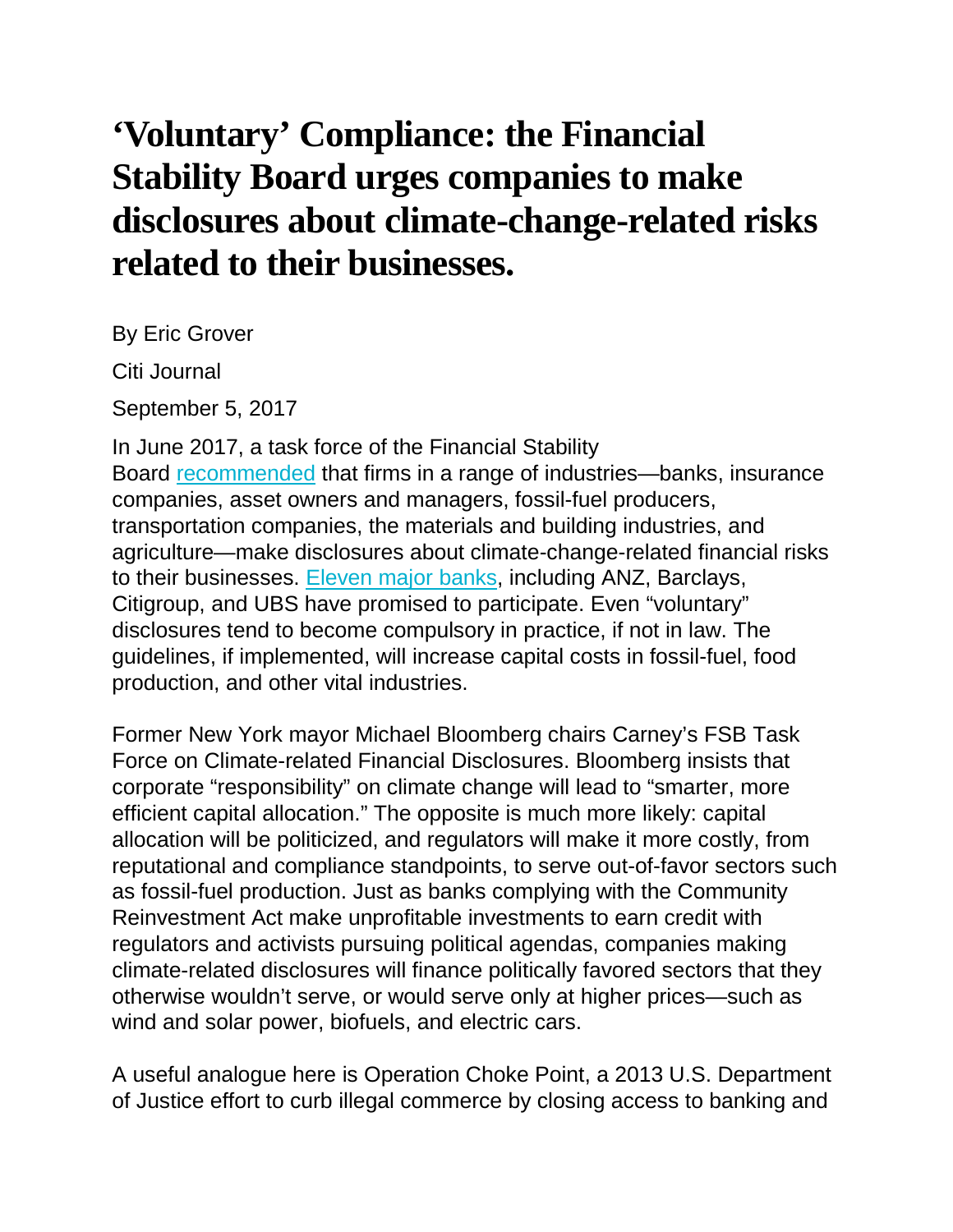# 'Voluntary' Compliance: the Financial Stability Board urges companies to make disclosures about climate-change-related risks related to their businesses.

By Eric Grover

Citi Journal

September 5, 2017

In June 2017, a task force of the Financial Stability Board recommended that firms in a range of industries—banks, insurance companies, asset owners and managers, fossil-fuel producers, transportation companies, the materials and building industries, and agriculture—make disclosures about climate-change-related financial risks to their businesses. Eleven major banks, including ANZ, Barclays, Citigroup, and UBS have promised to participate. Even "voluntary" disclosures tend to become compulsory in practice, if not in law. The guidelines, if implemented, will increase capital costs in fossil-fuel, food production, and other vital industries.

Former New York mayor Michael Bloomberg chairs Carney's FSB Task Force on Climate-related Financial Disclosures. Bloomberg insists that corporate "responsibility" on climate change will lead to "smarter, more efficient capital allocation." The opposite is much more likely: capital allocation will be politicized, and regulators will make it more costly, from reputational and compliance standpoints, to serve out-of-favor sectors such as fossil-fuel production. Just as banks complying with the Community Reinvestment Act make unprofitable investments to earn credit with regulators and activists pursuing political agendas, companies making climate-related disclosures will finance politically favored sectors that they otherwise wouldn't serve, or would serve only at higher prices—such as wind and solar power, biofuels, and electric cars.

A useful analogue here is Operation Choke Point, a 2013 U.S. Department of Justice effort to curb illegal commerce by closing access to banking and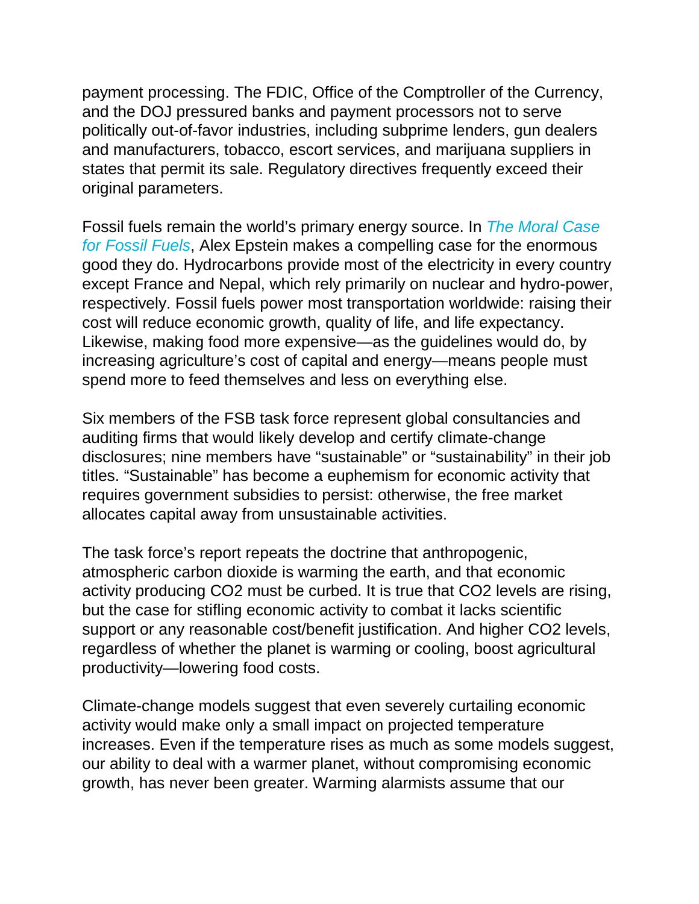payment processing. The FDIC, Office of the Comptroller of the Currency, and the DOJ pressured banks and payment processors not to serve politically out-of-favor industries, including subprime lenders, gun dealers and manufacturers, tobacco, escort services, and marijuana suppliers in states that permit its sale. Regulatory directives frequently exceed their original parameters.

Fossil fuels remain the world's primary energy source. In *The Moral Case for Fossil Fuels*, Alex Epstein makes a compelling case for the enormous good they do. Hydrocarbons provide most of the electricity in every country except France and Nepal, which rely primarily on nuclear and hydro-power, respectively. Fossil fuels power most transportation worldwide: raising their cost will reduce economic growth, quality of life, and life expectancy. Likewise, making food more expensive—as the guidelines would do, by increasing agriculture's cost of capital and energy—means people must spend more to feed themselves and less on everything else.

Six members of the FSB task force represent global consultancies and auditing firms that would likely develop and certify climate-change disclosures; nine members have "sustainable" or "sustainability" in their job titles. "Sustainable" has become a euphemism for economic activity that requires government subsidies to persist: otherwise, the free market allocates capital away from unsustainable activities.

The task force's report repeats the doctrine that anthropogenic, atmospheric carbon dioxide is warming the earth, and that economic activity producing $CO_2$ must be curbed. It is true that $CO_2$ levels are rising, but the case for stifling economic activity to combat it lacks scientific support or any reasonable cost/benefit justification. And higher $CO_2$ levels, regardless of whether the planet is warming or cooling, boost agricultural productivity—lowering food costs.

Climate-change models suggest that even severely curtailing economic activity would make only a small impact on projected temperature increases. Even if the temperature rises as much as some models suggest, our ability to deal with a warmer planet, without compromising economic growth, has never been greater. Warming alarmists assume that our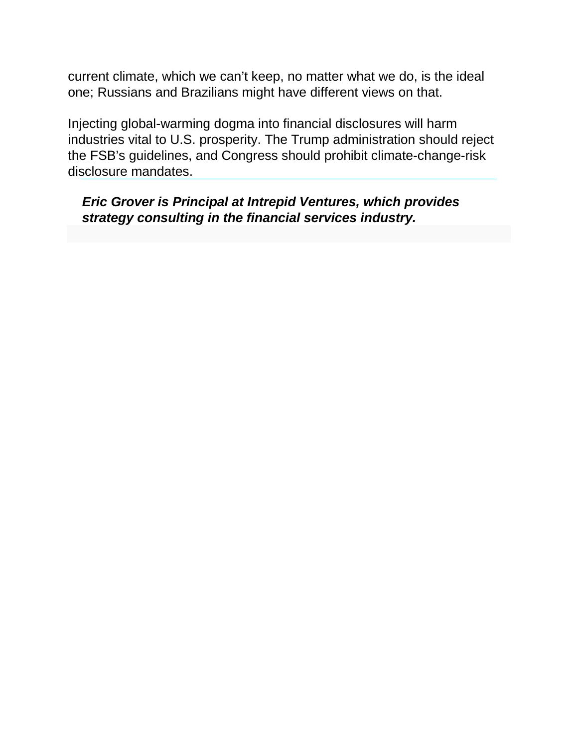current climate, which we can't keep, no matter what we do, is the ideal one; Russians and Brazilians might have different views on that.

Injecting global-warming dogma into financial disclosures will harm industries vital to U.S. prosperity. The Trump administration should reject the FSB's guidelines, and Congress should prohibit climate-change-risk disclosure mandates.

---

***Eric Grover is Principal at Intrepid Ventures, which provides strategy consulting in the financial services industry.***